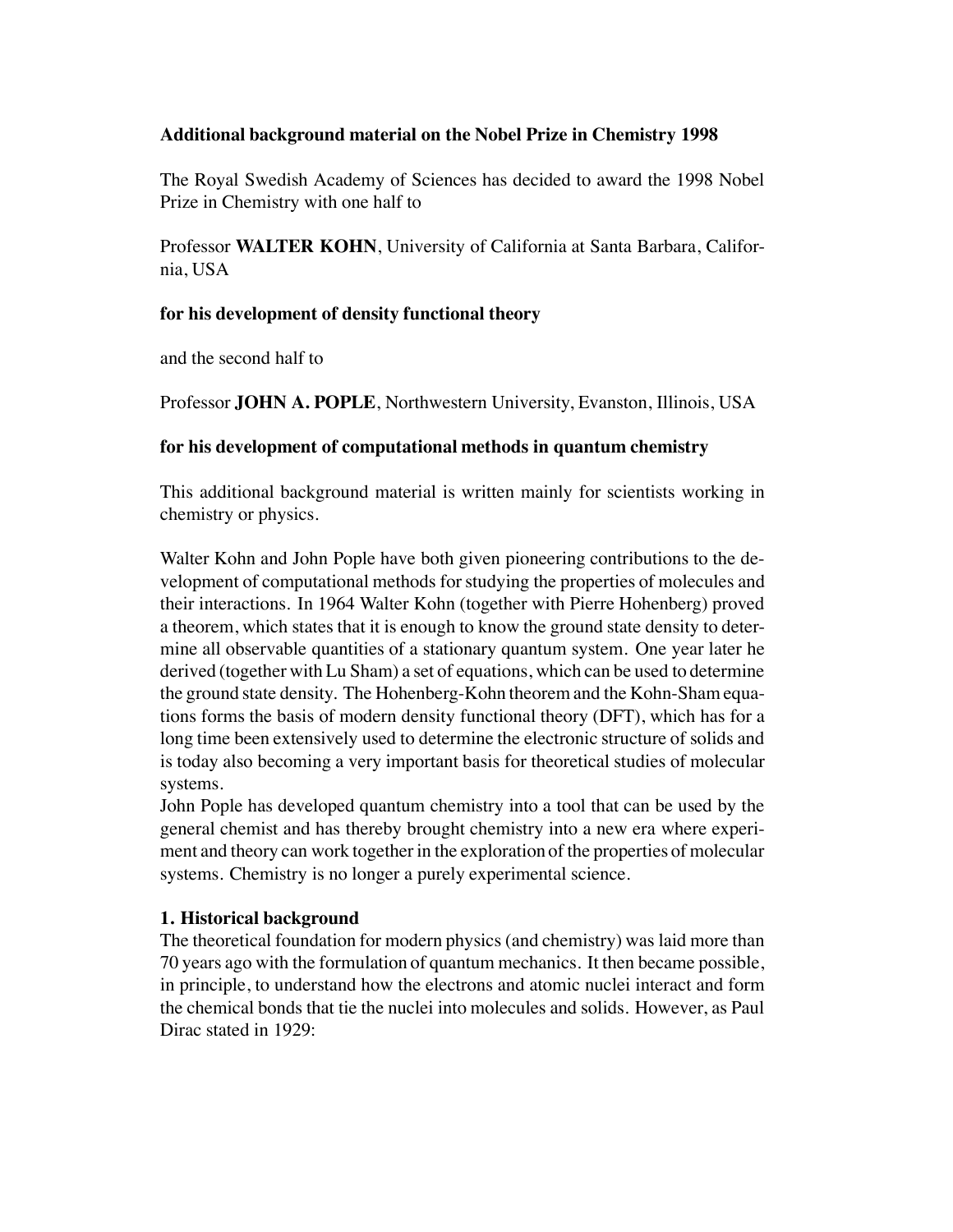**Additional background material on the Nobel Prize in Chemistry 1998**

The Royal Swedish Academy of Sciences has decided to award the 1998 Nobel Prize in Chemistry with one half to

Professor **WALTER KOHN**, University of California at Santa Barbara, California, USA

**for his development of density functional theory**

and the second half to

Professor **JOHN A. POPLE**, Northwestern University, Evanston, Illinois, USA

**for his development of computational methods in quantum chemistry**

This additional background material is written mainly for scientists working in chemistry or physics.

Walter Kohn and John Pople have both given pioneering contributions to the development of computational methods for studying the properties of molecules and their interactions. In 1964 Walter Kohn (together with Pierre Hohenberg) proved a theorem, which states that it is enough to know the ground state density to determine all observable quantities of a stationary quantum system. One year later he derived (together with Lu Sham) a set of equations, which can be used to determine the ground state density. The Hohenberg-Kohn theorem and the Kohn-Sham equations forms the basis of modern density functional theory (DFT), which has for a long time been extensively used to determine the electronic structure of solids and is today also becoming a very important basis for theoretical studies of molecular systems.
John Pople has developed quantum chemistry into a tool that can be used by the general chemist and has thereby brought chemistry into a new era where experiment and theory can work together in the exploration of the properties of molecular systems. Chemistry is no longer a purely experimental science.

## 1. Historical background

The theoretical foundation for modern physics (and chemistry) was laid more than 70 years ago with the formulation of quantum mechanics. It then became possible, in principle, to understand how the electrons and atomic nuclei interact and form the chemical bonds that tie the nuclei into molecules and solids. However, as Paul Dirac stated in 1929: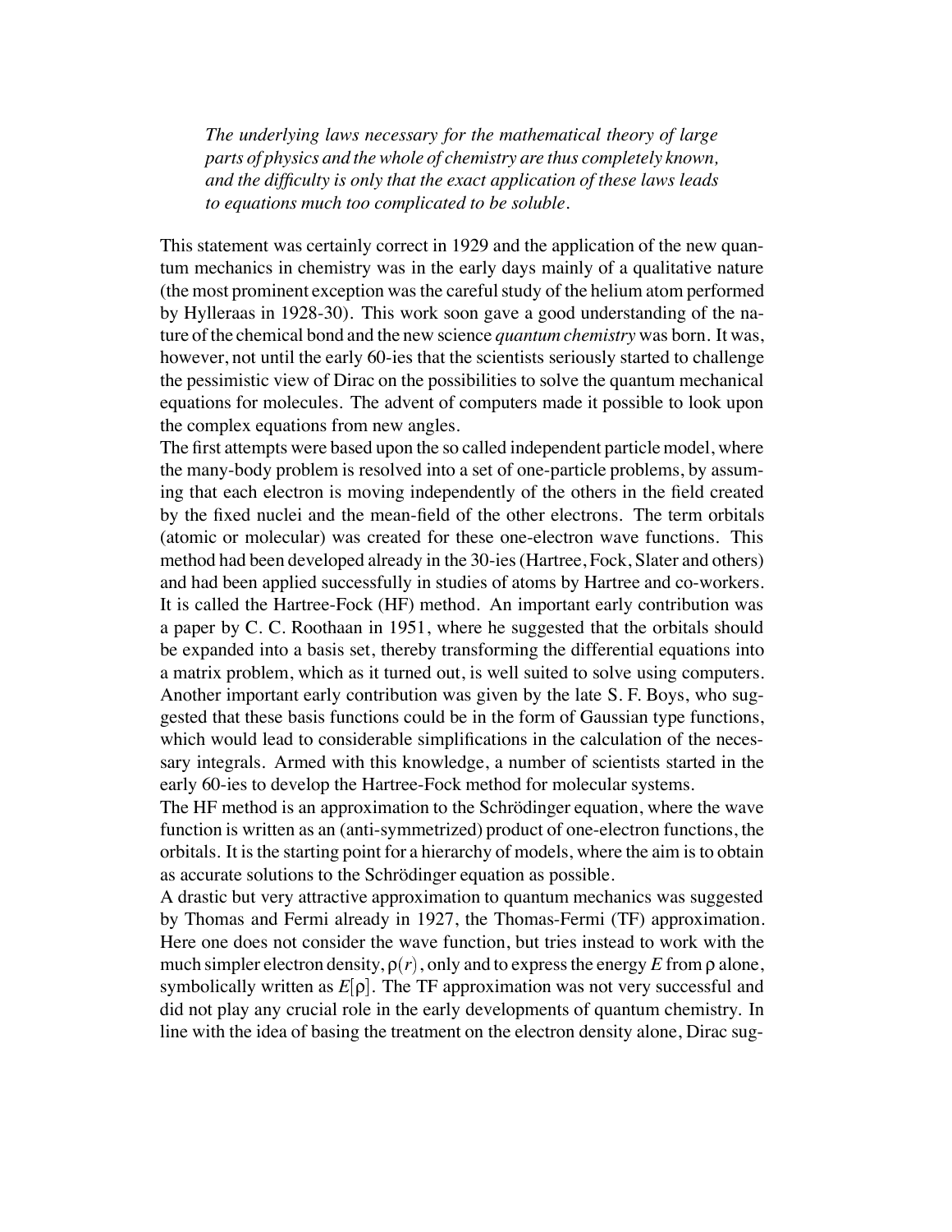*The underlying laws necessary for the mathematical theory of large parts of physics and the whole of chemistry are thus completely known, and the difficulty is only that the exact application of these laws leads to equations much too complicated to be soluble.*

This statement was certainly correct in 1929 and the application of the new quantum mechanics in chemistry was in the early days mainly of a qualitative nature (the most prominent exception was the careful study of the helium atom performed by Hylleraas in 1928-30). This work soon gave a good understanding of the nature of the chemical bond and the new science *quantum chemistry* was born. It was, however, not until the early 60-ies that the scientists seriously started to challenge the pessimistic view of Dirac on the possibilities to solve the quantum mechanical equations for molecules. The advent of computers made it possible to look upon the complex equations from new angles.

The first attempts were based upon the so called independent particle model, where the many-body problem is resolved into a set of one-particle problems, by assuming that each electron is moving independently of the others in the field created by the fixed nuclei and the mean-field of the other electrons. The term orbitals (atomic or molecular) was created for these one-electron wave functions. This method had been developed already in the 30-ies (Hartree, Fock, Slater and others) and had been applied successfully in studies of atoms by Hartree and co-workers. It is called the Hartree-Fock (HF) method. An important early contribution was a paper by C. C. Roothaan in 1951, where he suggested that the orbitals should be expanded into a basis set, thereby transforming the differential equations into a matrix problem, which as it turned out, is well suited to solve using computers. Another important early contribution was given by the late S. F. Boys, who suggested that these basis functions could be in the form of Gaussian type functions, which would lead to considerable simplifications in the calculation of the necessary integrals. Armed with this knowledge, a number of scientists started in the early 60-ies to develop the Hartree-Fock method for molecular systems.

The HF method is an approximation to the Schrödinger equation, where the wave function is written as an (anti-symmetrized) product of one-electron functions, the orbitals. It is the starting point for a hierarchy of models, where the aim is to obtain as accurate solutions to the Schrödinger equation as possible.

A drastic but very attractive approximation to quantum mechanics was suggested by Thomas and Fermi already in 1927, the Thomas-Fermi (TF) approximation. Here one does not consider the wave function, but tries instead to work with the much simpler electron density, $\rho(r)$, only and to express the energy $E$ from $\rho$ alone, symbolically written as $E[\rho]$. The TF approximation was not very successful and did not play any crucial role in the early developments of quantum chemistry. In line with the idea of basing the treatment on the electron density alone, Dirac sug-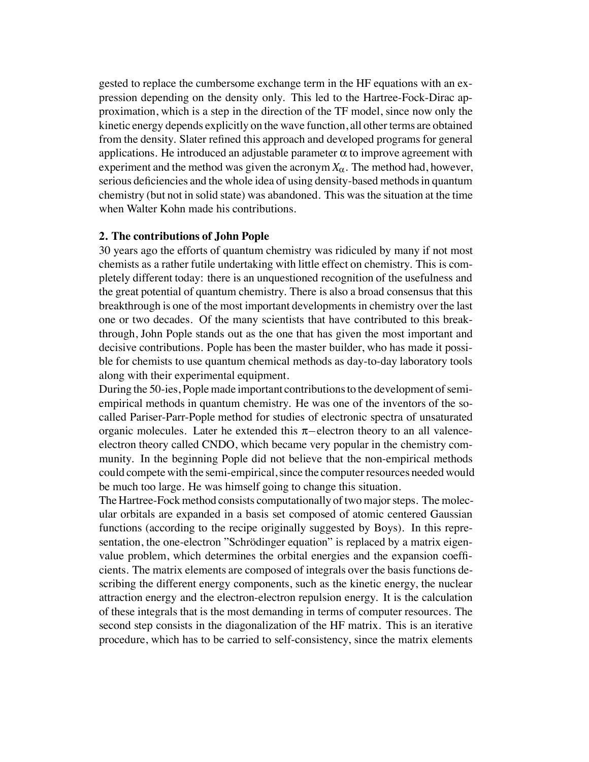gested to replace the cumbersome exchange term in the HF equations with an expression depending on the density only. This led to the Hartree-Fock-Dirac approximation, which is a step in the direction of the TF model, since now only the kinetic energy depends explicitly on the wave function, all other terms are obtained from the density. Slater refined this approach and developed programs for general applications. He introduced an adjustable parameter $\alpha$ to improve agreement with experiment and the method was given the acronym $X_\alpha$. The method had, however, serious deficiencies and the whole idea of using density-based methods in quantum chemistry (but not in solid state) was abandoned. This was the situation at the time when Walter Kohn made his contributions.

**2. The contributions of John Pople**

30 years ago the efforts of quantum chemistry was ridiculed by many if not most chemists as a rather futile undertaking with little effect on chemistry. This is completely different today: there is an unquestioned recognition of the usefulness and the great potential of quantum chemistry. There is also a broad consensus that this breakthrough is one of the most important developments in chemistry over the last one or two decades. Of the many scientists that have contributed to this breakthrough, John Pople stands out as the one that has given the most important and decisive contributions. Pople has been the master builder, who has made it possible for chemists to use quantum chemical methods as day-to-day laboratory tools along with their experimental equipment.

During the 50-ies, Pople made important contributions to the development of semi-empirical methods in quantum chemistry. He was one of the inventors of the so-called Pariser-Parr-Pople method for studies of electronic spectra of unsaturated organic molecules. Later he extended this $\pi-$electron theory to an all valence-electron theory called CNDO, which became very popular in the chemistry community. In the beginning Pople did not believe that the non-empirical methods could compete with the semi-empirical, since the computer resources needed would be much too large. He was himself going to change this situation.

The Hartree-Fock method consists computationally of two major steps. The molecular orbitals are expanded in a basis set composed of atomic centered Gaussian functions (according to the recipe originally suggested by Boys). In this representation, the one-electron "Schrödinger equation" is replaced by a matrix eigenvalue problem, which determines the orbital energies and the expansion coefficients. The matrix elements are composed of integrals over the basis functions describing the different energy components, such as the kinetic energy, the nuclear attraction energy and the electron-electron repulsion energy. It is the calculation of these integrals that is the most demanding in terms of computer resources. The second step consists in the diagonalization of the HF matrix. This is an iterative procedure, which has to be carried to self-consistency, since the matrix elements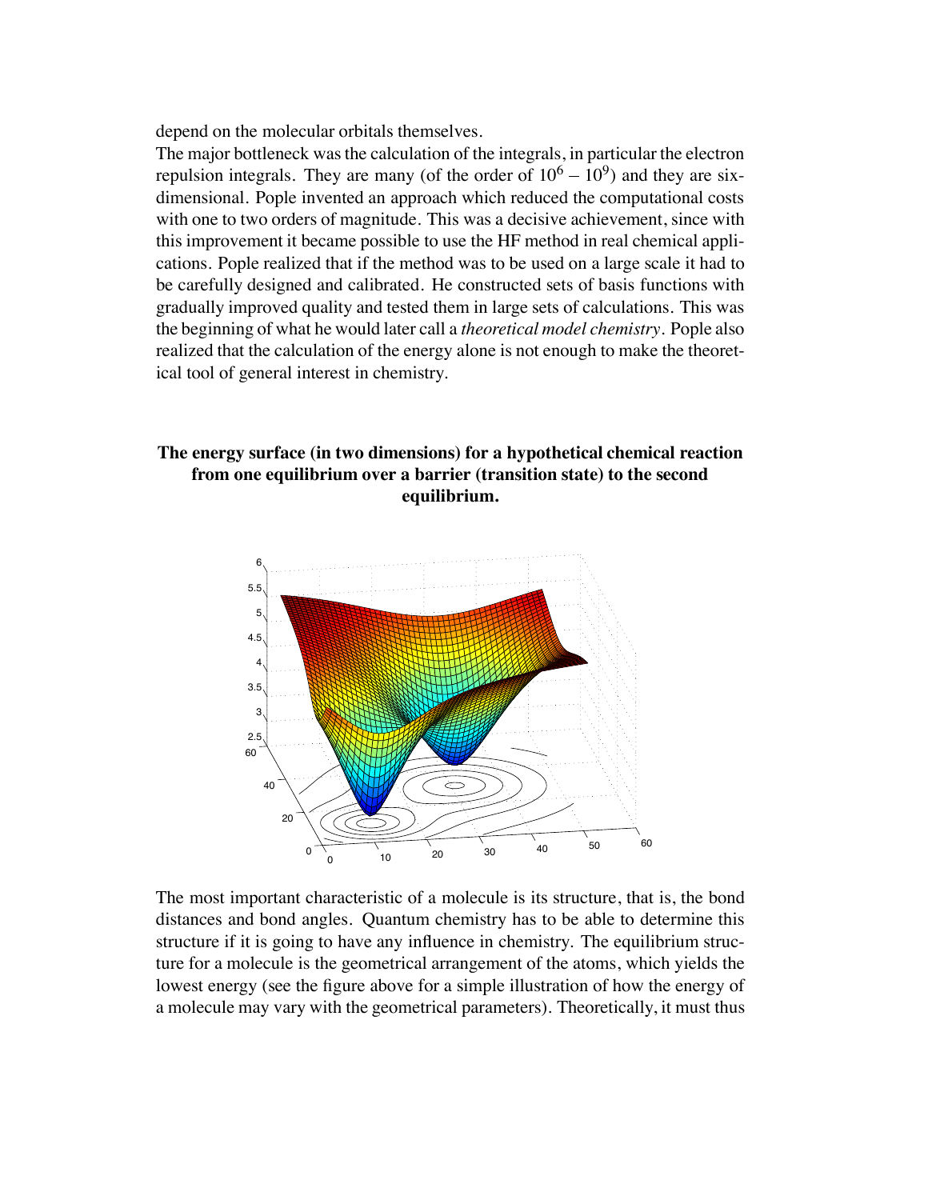depend on the molecular orbitals themselves.

The major bottleneck was the calculation of the integrals, in particular the electron repulsion integrals. They are many (of the order of $10^6 - 10^9$) and they are six-dimensional. Pople invented an approach which reduced the computational costs with one to two orders of magnitude. This was a decisive achievement, since with this improvement it became possible to use the HF method in real chemical applications. Pople realized that if the method was to be used on a large scale it had to be carefully designed and calibrated. He constructed sets of basis functions with gradually improved quality and tested them in large sets of calculations. This was the beginning of what he would later call a *theoretical model chemistry*. Pople also realized that the calculation of the energy alone is not enough to make the theoretical tool of general interest in chemistry.

**The energy surface (in two dimensions) for a hypothetical chemical reaction from one equilibrium over a barrier (transition state) to the second equilibrium.**

The most important characteristic of a molecule is its structure, that is, the bond distances and bond angles. Quantum chemistry has to be able to determine this structure if it is going to have any influence in chemistry. The equilibrium structure for a molecule is the geometrical arrangement of the atoms, which yields the lowest energy (see the figure above for a simple illustration of how the energy of a molecule may vary with the geometrical parameters). Theoretically, it must thus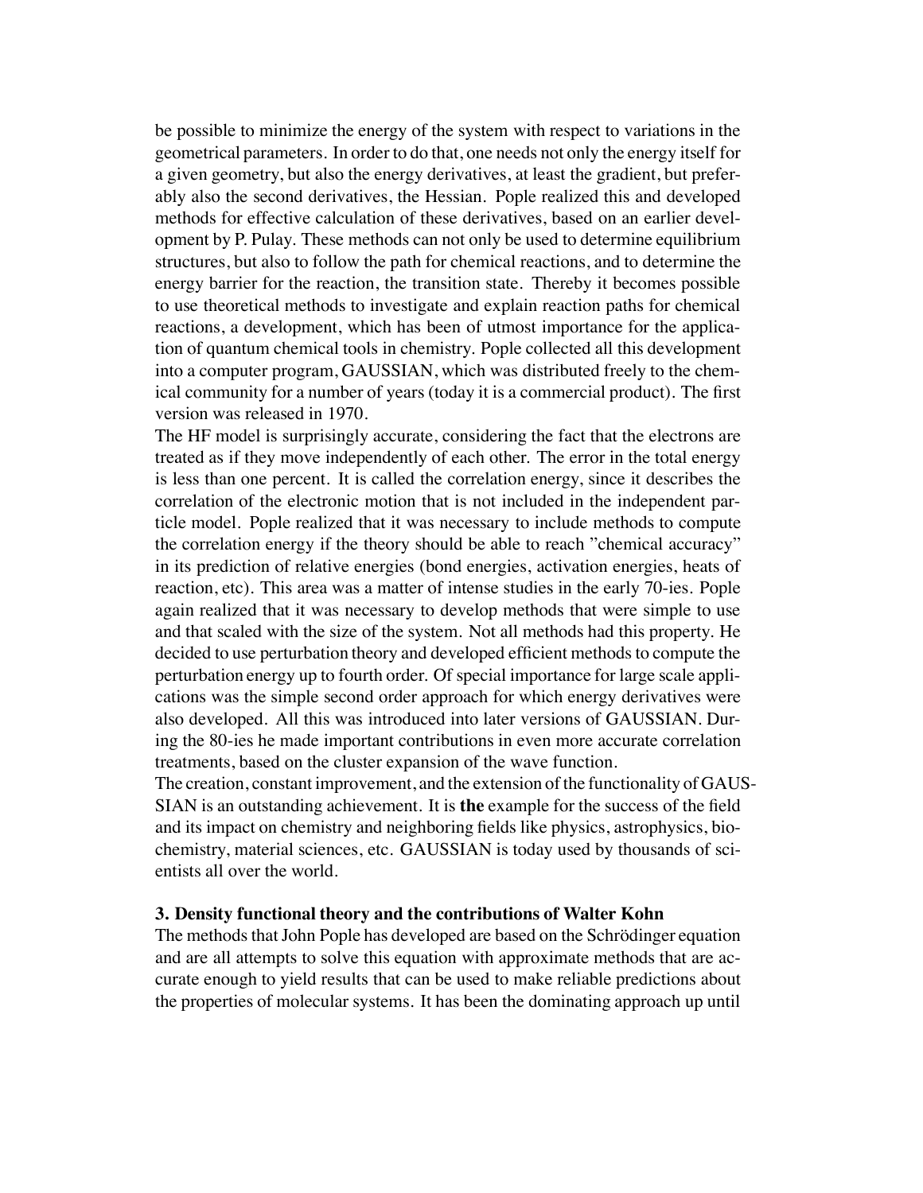be possible to minimize the energy of the system with respect to variations in the geometrical parameters. In order to do that, one needs not only the energy itself for a given geometry, but also the energy derivatives, at least the gradient, but preferably also the second derivatives, the Hessian. Pople realized this and developed methods for effective calculation of these derivatives, based on an earlier development by P. Pulay. These methods can not only be used to determine equilibrium structures, but also to follow the path for chemical reactions, and to determine the energy barrier for the reaction, the transition state. Thereby it becomes possible to use theoretical methods to investigate and explain reaction paths for chemical reactions, a development, which has been of utmost importance for the application of quantum chemical tools in chemistry. Pople collected all this development into a computer program, GAUSSIAN, which was distributed freely to the chemical community for a number of years (today it is a commercial product). The first version was released in 1970.

The HF model is surprisingly accurate, considering the fact that the electrons are treated as if they move independently of each other. The error in the total energy is less than one percent. It is called the correlation energy, since it describes the correlation of the electronic motion that is not included in the independent particle model. Pople realized that it was necessary to include methods to compute the correlation energy if the theory should be able to reach "chemical accuracy" in its prediction of relative energies (bond energies, activation energies, heats of reaction, etc). This area was a matter of intense studies in the early 70-ies. Pople again realized that it was necessary to develop methods that were simple to use and that scaled with the size of the system. Not all methods had this property. He decided to use perturbation theory and developed efficient methods to compute the perturbation energy up to fourth order. Of special importance for large scale applications was the simple second order approach for which energy derivatives were also developed. All this was introduced into later versions of GAUSSIAN. During the 80-ies he made important contributions in even more accurate correlation treatments, based on the cluster expansion of the wave function.

The creation, constant improvement, and the extension of the functionality of GAUSSIAN is an outstanding achievement. It is **the** example for the success of the field and its impact on chemistry and neighboring fields like physics, astrophysics, biochemistry, material sciences, etc. GAUSSIAN is today used by thousands of scientists all over the world.

### 3. Density functional theory and the contributions of Walter Kohn

The methods that John Pople has developed are based on the Schrödinger equation and are all attempts to solve this equation with approximate methods that are accurate enough to yield results that can be used to make reliable predictions about the properties of molecular systems. It has been the dominating approach up until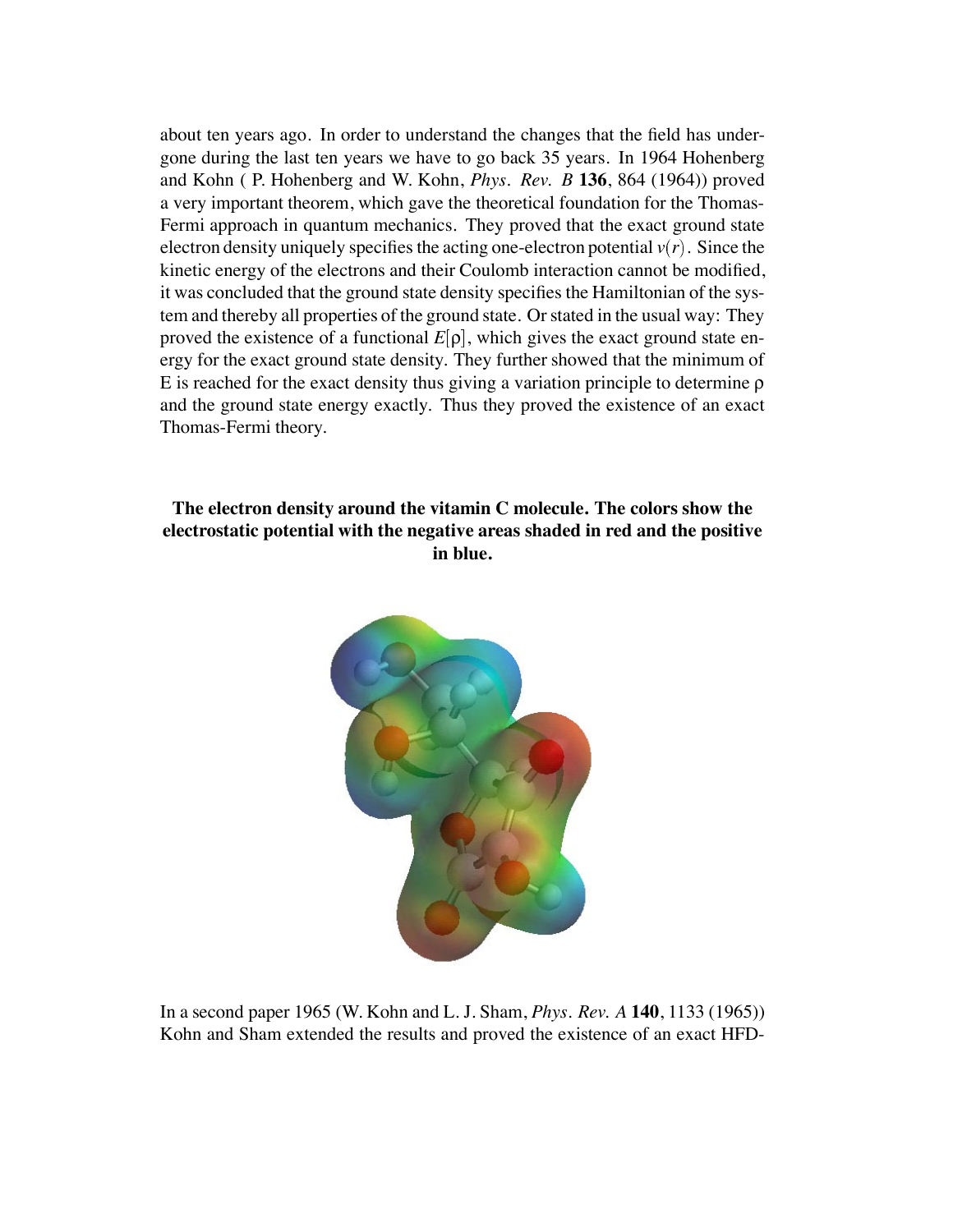about ten years ago. In order to understand the changes that the field has undergone during the last ten years we have to go back 35 years. In 1964 Hohenberg and Kohn ( P. Hohenberg and W. Kohn, *Phys. Rev. B* **136**, 864 (1964)) proved a very important theorem, which gave the theoretical foundation for the Thomas-Fermi approach in quantum mechanics. They proved that the exact ground state electron density uniquely specifies the acting one-electron potential $v(r)$. Since the kinetic energy of the electrons and their Coulomb interaction cannot be modified, it was concluded that the ground state density specifies the Hamiltonian of the system and thereby all properties of the ground state. Or stated in the usual way: They proved the existence of a functional $E[\rho]$, which gives the exact ground state energy for the exact ground state density. They further showed that the minimum of E is reached for the exact density thus giving a variation principle to determine $\rho$ and the ground state energy exactly. Thus they proved the existence of an exact Thomas-Fermi theory.

**The electron density around the vitamin C molecule. The colors show the electrostatic potential with the negative areas shaded in red and the positive in blue.**

In a second paper 1965 (W. Kohn and L. J. Sham, *Phys. Rev. A* **140**, 1133 (1965)) Kohn and Sham extended the results and proved the existence of an exact HFD-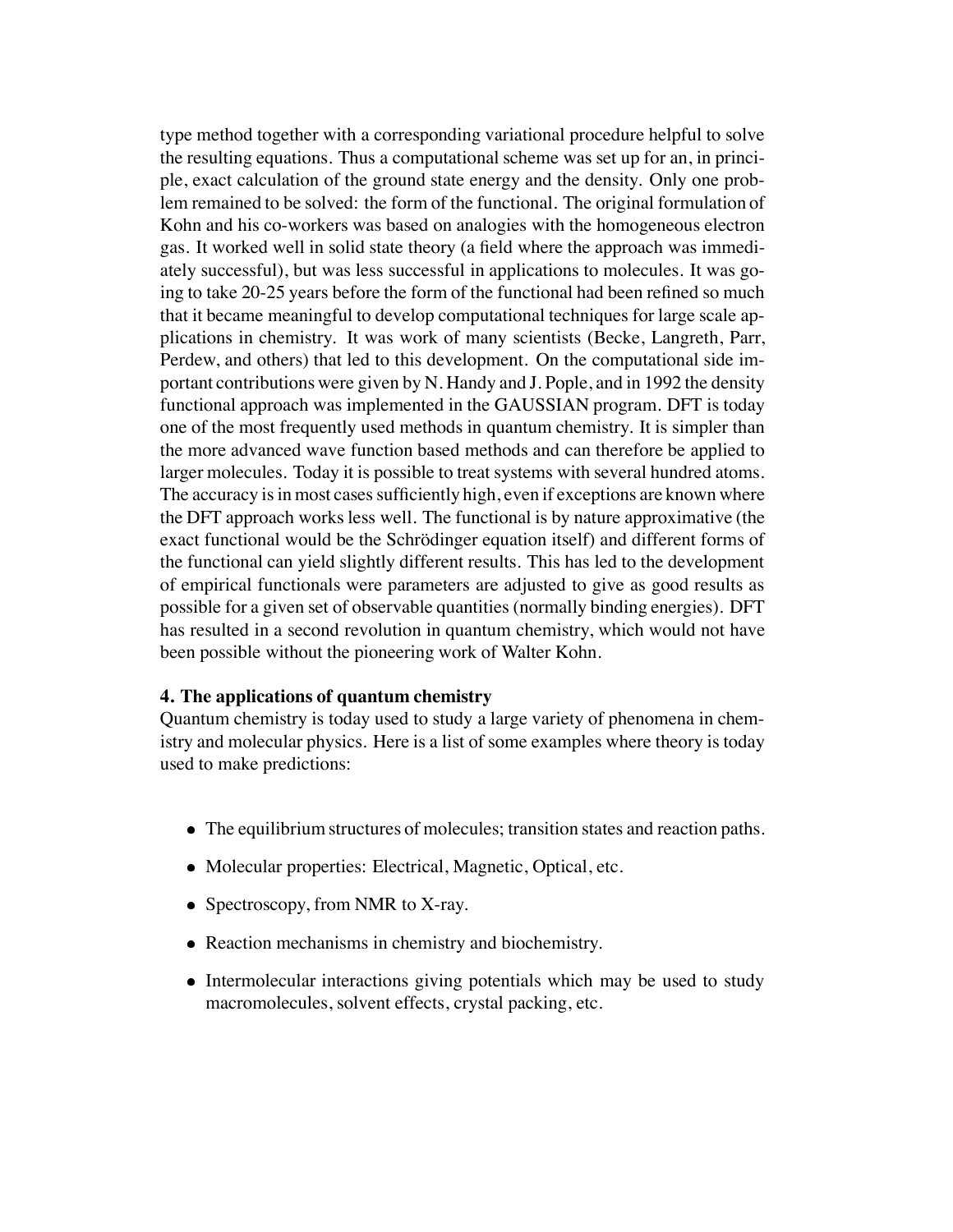type method together with a corresponding variational procedure helpful to solve the resulting equations. Thus a computational scheme was set up for an, in principle, exact calculation of the ground state energy and the density. Only one problem remained to be solved: the form of the functional. The original formulation of Kohn and his co-workers was based on analogies with the homogeneous electron gas. It worked well in solid state theory (a field where the approach was immediately successful), but was less successful in applications to molecules. It was going to take 20-25 years before the form of the functional had been refined so much that it became meaningful to develop computational techniques for large scale applications in chemistry. It was work of many scientists (Becke, Langreth, Parr, Perdew, and others) that led to this development. On the computational side important contributions were given by N. Handy and J. Pople, and in 1992 the density functional approach was implemented in the GAUSSIAN program. DFT is today one of the most frequently used methods in quantum chemistry. It is simpler than the more advanced wave function based methods and can therefore be applied to larger molecules. Today it is possible to treat systems with several hundred atoms. The accuracy is in most cases sufficiently high, even if exceptions are known where the DFT approach works less well. The functional is by nature approximative (the exact functional would be the Schrödinger equation itself) and different forms of the functional can yield slightly different results. This has led to the development of empirical functionals were parameters are adjusted to give as good results as possible for a given set of observable quantities (normally binding energies). DFT has resulted in a second revolution in quantum chemistry, which would not have been possible without the pioneering work of Walter Kohn.

**4. The applications of quantum chemistry**

Quantum chemistry is today used to study a large variety of phenomena in chemistry and molecular physics. Here is a list of some examples where theory is today used to make predictions:

- The equilibrium structures of molecules; transition states and reaction paths.
- Molecular properties: Electrical, Magnetic, Optical, etc.
- Spectroscopy, from NMR to X-ray.
- Reaction mechanisms in chemistry and biochemistry.
- Intermolecular interactions giving potentials which may be used to study macromolecules, solvent effects, crystal packing, etc.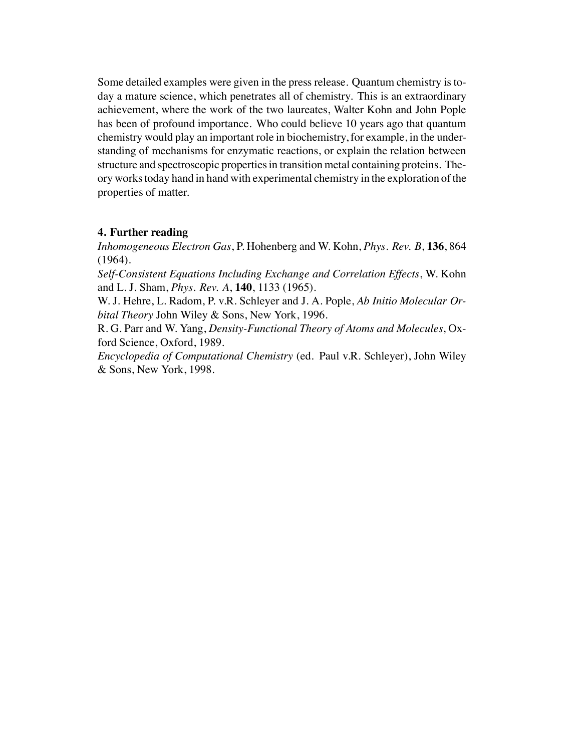Some detailed examples were given in the press release. Quantum chemistry is today a mature science, which penetrates all of chemistry. This is an extraordinary achievement, where the work of the two laureates, Walter Kohn and John Pople has been of profound importance. Who could believe 10 years ago that quantum chemistry would play an important role in biochemistry, for example, in the understanding of mechanisms for enzymatic reactions, or explain the relation between structure and spectroscopic properties in transition metal containing proteins. Theory works today hand in hand with experimental chemistry in the exploration of the properties of matter.

## 4. Further reading

*Inhomogeneous Electron Gas*, P. Hohenberg and W. Kohn, *Phys. Rev. B*, **136**, 864 (1964).

*Self-Consistent Equations Including Exchange and Correlation Effects*, W. Kohn and L. J. Sham, *Phys. Rev. A*, **140**, 1133 (1965).

W. J. Hehre, L. Radom, P. v.R. Schleyer and J. A. Pople, *Ab Initio Molecular Orbital Theory* John Wiley & Sons, New York, 1996.

R. G. Parr and W. Yang, *Density-Functional Theory of Atoms and Molecules*, Oxford Science, Oxford, 1989.

*Encyclopedia of Computational Chemistry* (ed. Paul v.R. Schleyer), John Wiley & Sons, New York, 1998.